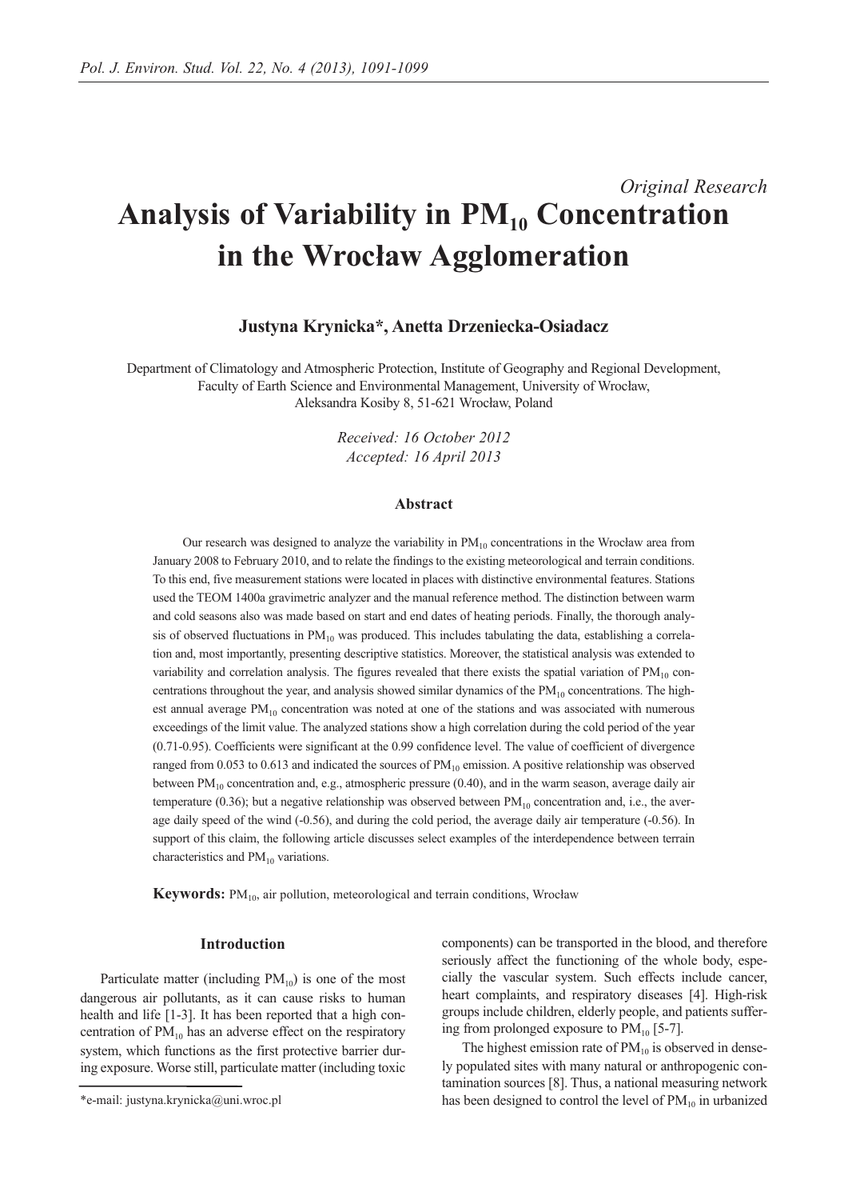*Original Research*

# Analysis of Variability in $PM_{10}$ Concentration in the Wrocław Agglomeration

**Justyna Krynicka\*, Anetta Drzeniecka-Osiadacz**

Department of Climatology and Atmospheric Protection, Institute of Geography and Regional Development, Faculty of Earth Science and Environmental Management, University of Wrocław, Aleksandra Kosiby 8, 51-621 Wrocław, Poland

*Received: 16 October 2012*
*Accepted: 16 April 2013*

## Abstract

Our research was designed to analyze the variability in $PM_{10}$ concentrations in the Wrocław area from January 2008 to February 2010, and to relate the findings to the existing meteorological and terrain conditions. To this end, five measurement stations were located in places with distinctive environmental features. Stations used the TEOM 1400a gravimetric analyzer and the manual reference method. The distinction between warm and cold seasons also was made based on start and end dates of heating periods. Finally, the thorough analysis of observed fluctuations in $PM_{10}$ was produced. This includes tabulating the data, establishing a correlation and, most importantly, presenting descriptive statistics. Moreover, the statistical analysis was extended to variability and correlation analysis. The figures revealed that there exists the spatial variation of $PM_{10}$ concentrations throughout the year, and analysis showed similar dynamics of the $PM_{10}$ concentrations. The highest annual average $PM_{10}$ concentration was noted at one of the stations and was associated with numerous exceedings of the limit value. The analyzed stations show a high correlation during the cold period of the year (0.71-0.95). Coefficients were significant at the 0.99 confidence level. The value of coefficient of divergence ranged from 0.053 to 0.613 and indicated the sources of $PM_{10}$ emission. A positive relationship was observed between $PM_{10}$ concentration and, e.g., atmospheric pressure (0.40), and in the warm season, average daily air temperature (0.36); but a negative relationship was observed between $PM_{10}$ concentration and, i.e., the average daily speed of the wind (-0.56), and during the cold period, the average daily air temperature (-0.56). In support of this claim, the following article discusses select examples of the interdependence between terrain characteristics and $PM_{10}$ variations.

**Keywords:** $PM_{10}$, air pollution, meteorological and terrain conditions, Wrocław

## Introduction

Particulate matter (including $PM_{10}$) is one of the most dangerous air pollutants, as it can cause risks to human health and life [1-3]. It has been reported that a high concentration of $PM_{10}$ has an adverse effect on the respiratory system, which functions as the first protective barrier during exposure. Worse still, particulate matter (including toxic components) can be transported in the blood, and therefore seriously affect the functioning of the whole body, especially the vascular system. Such effects include cancer, heart complaints, and respiratory diseases [4]. High-risk groups include children, elderly people, and patients suffering from prolonged exposure to $PM_{10}$ [5-7].

The highest emission rate of $PM_{10}$ is observed in densely populated sites with many natural or anthropogenic contamination sources [8]. Thus, a national measuring network has been designed to control the level of $PM_{10}$ in urbanized

\*e-mail: justyna.krynicka@uni.wroc.pl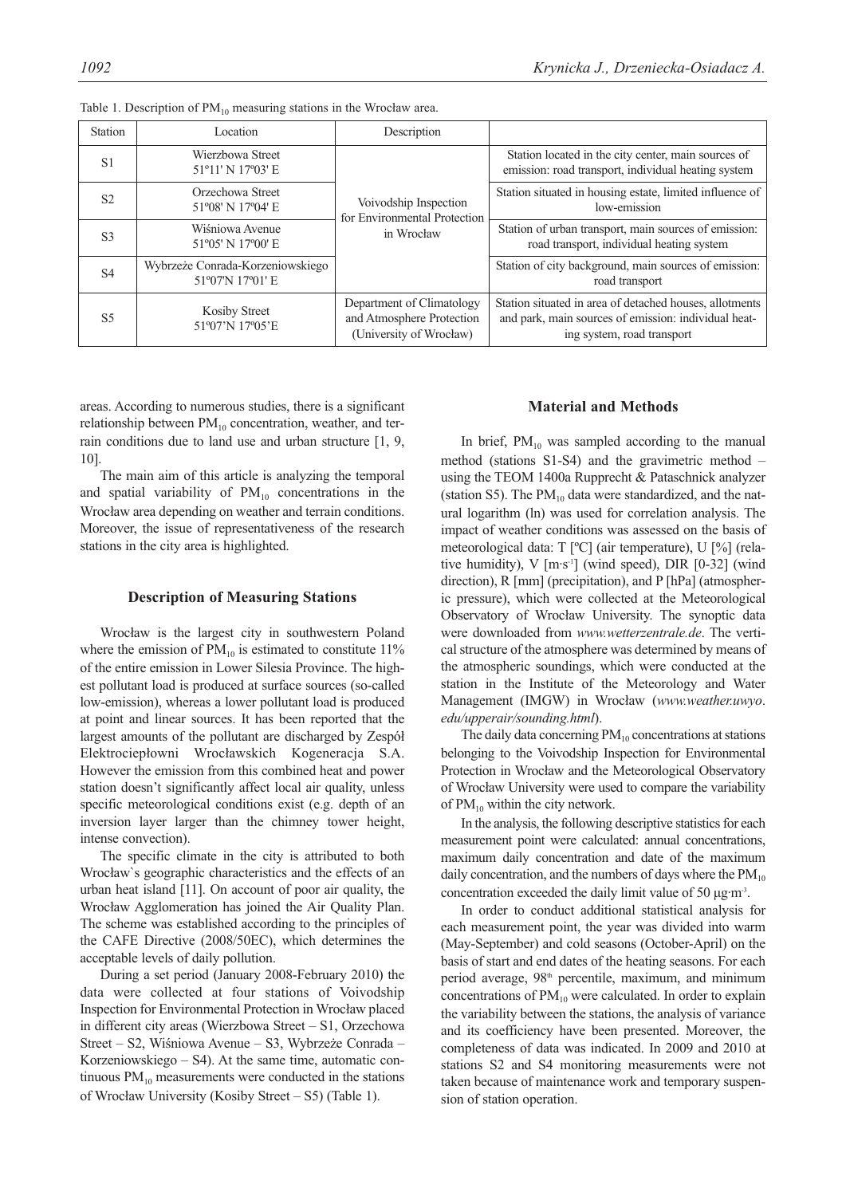Table 1. Description of $PM_{10}$ measuring stations in the Wrocław area.

| Station | Location | Description | |
|---|---|---|---|
| S1 | Wierzbowa Street 51º11' N 17º03' E | Voivodship Inspection for Environmental Protection in Wrocław | Station located in the city center, main sources of emission: road transport, individual heating system |
| S2 | Orzechowa Street 51º08' N 17º04' E | | Station situated in housing estate, limited influence of low-emission |
| S3 | Wiśniowa Avenue 51º05' N 17º00' E | | Station of urban transport, main sources of emission: road transport, individual heating system |
| S4 | Wybrzeże Conrada-Korzeniowskiego 51º07'N 17º01' E | | Station of city background, main sources of emission: road transport |
| S5 | Kosiby Street 51º07'N 17º05'E | Department of Climatology and Atmosphere Protection (University of Wrocław) | Station situated in area of detached houses, allotments and park, main sources of emission: individual heating system, road transport |

areas. According to numerous studies, there is a significant relationship between $PM_{10}$ concentration, weather, and terrain conditions due to land use and urban structure [1, 9, 10].

The main aim of this article is analyzing the temporal and spatial variability of $PM_{10}$ concentrations in the Wrocław area depending on weather and terrain conditions. Moreover, the issue of representativeness of the research stations in the city area is highlighted.

## Description of Measuring Stations

Wrocław is the largest city in southwestern Poland where the emission of $PM_{10}$ is estimated to constitute 11% of the entire emission in Lower Silesia Province. The highest pollutant load is produced at surface sources (so-called low-emission), whereas a lower pollutant load is produced at point and linear sources. It has been reported that the largest amounts of the pollutant are discharged by Zespół Elektrociepłowni Wrocławskich Kogeneracja S.A. However the emission from this combined heat and power station doesn't significantly affect local air quality, unless specific meteorological conditions exist (e.g. depth of an inversion layer larger than the chimney tower height, intense convection).

The specific climate in the city is attributed to both Wrocław`s geographic characteristics and the effects of an urban heat island [11]. On account of poor air quality, the Wrocław Agglomeration has joined the Air Quality Plan. The scheme was established according to the principles of the CAFE Directive (2008/50EC), which determines the acceptable levels of daily pollution.

During a set period (January 2008-February 2010) the data were collected at four stations of Voivodship Inspection for Environmental Protection in Wrocław placed in different city areas (Wierzbowa Street – S1, Orzechowa Street – S2, Wiśniowa Avenue – S3, Wybrzeże Conrada – Korzeniowskiego – S4). At the same time, automatic continuous $PM_{10}$ measurements were conducted in the stations of Wrocław University (Kosiby Street – S5) (Table 1).

## Material and Methods

In brief, $PM_{10}$ was sampled according to the manual method (stations S1-S4) and the gravimetric method – using the TEOM 1400a Rupprecht & Pataschnick analyzer (station S5). The $PM_{10}$ data were standardized, and the natural logarithm (ln) was used for correlation analysis. The impact of weather conditions was assessed on the basis of meteorological data: T [ºC] (air temperature), U [%] (relative humidity), V [$m \cdot s^{-1}$] (wind speed), DIR [0-32] (wind direction), R [mm] (precipitation), and P [hPa] (atmospheric pressure), which were collected at the Meteorological Observatory of Wrocław University. The synoptic data were downloaded from *www.wetterzentrale.de*. The vertical structure of the atmosphere was determined by means of the atmospheric soundings, which were conducted at the station in the Institute of the Meteorology and Water Management (IMGW) in Wrocław (*www.weather.uwyo.edu/upperair/sounding.html*).

The daily data concerning $PM_{10}$ concentrations at stations belonging to the Voivodship Inspection for Environmental Protection in Wrocław and the Meteorological Observatory of Wrocław University were used to compare the variability of $PM_{10}$ within the city network.

In the analysis, the following descriptive statistics for each measurement point were calculated: annual concentrations, maximum daily concentration and date of the maximum daily concentration, and the numbers of days where the $PM_{10}$ concentration exceeded the daily limit value of 50 $\mu g \cdot m^{-3}$.

In order to conduct additional statistical analysis for each measurement point, the year was divided into warm (May-September) and cold seasons (October-April) on the basis of start and end dates of the heating seasons. For each period average, $98^{th}$ percentile, maximum, and minimum concentrations of $PM_{10}$ were calculated. In order to explain the variability between the stations, the analysis of variance and its coefficiency have been presented. Moreover, the completeness of data was indicated. In 2009 and 2010 at stations S2 and S4 monitoring measurements were not taken because of maintenance work and temporary suspension of station operation.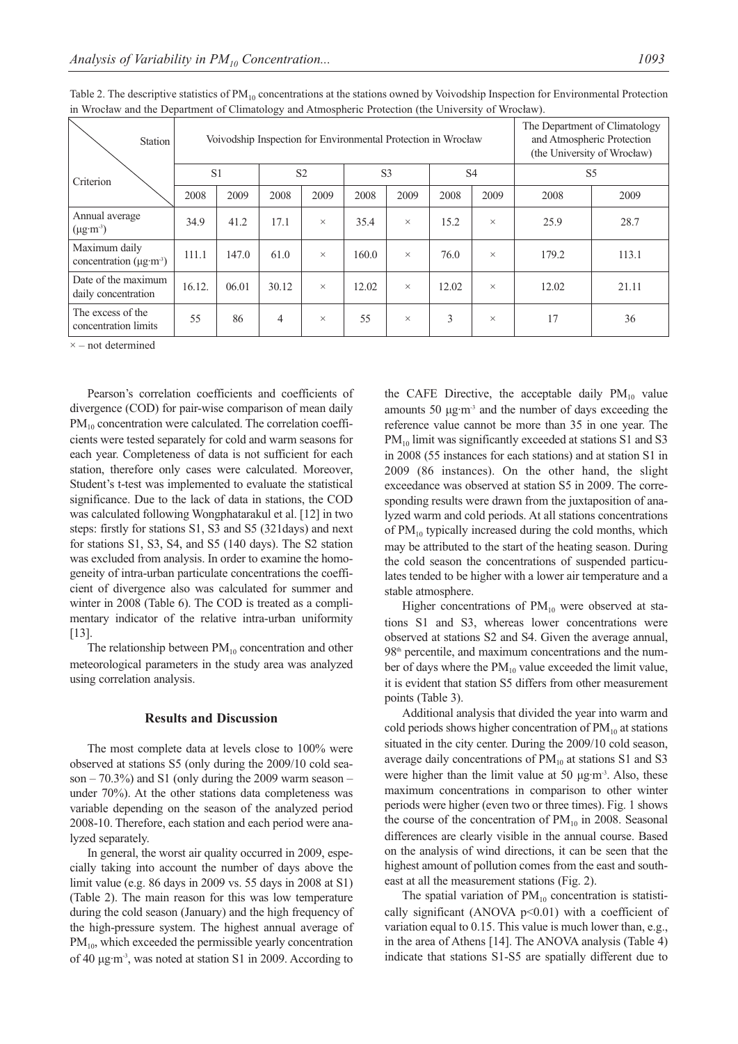Table 2. The descriptive statistics of $PM_{10}$ concentrations at the stations owned by Voivodship Inspection for Environmental Protection in Wrocław and the Department of Climatology and Atmospheric Protection (the University of Wrocław).

| Station / Criterion | Voivodship Inspection for Environmental Protection in Wrocław | | | | | | | | The Department of Climatology and Atmospheric Protection (the University of Wrocław) | |
|---|---|---|---|---|---|---|---|---|---|---|
| | S1 | | S2 | | S3 | | S4 | | S5 | |
| | 2008 | 2009 | 2008 | 2009 | 2008 | 2009 | 2008 | 2009 | 2008 | 2009 |
| Annual average ($\mu g \cdot m^{-3}$) | 34.9 | 41.2 | 17.1 | × | 35.4 | × | 15.2 | × | 25.9 | 28.7 |
| Maximum daily concentration ($\mu g \cdot m^{-3}$) | 111.1 | 147.0 | 61.0 | × | 160.0 | × | 76.0 | × | 179.2 | 113.1 |
| Date of the maximum daily concentration | 16.12. | 06.01 | 30.12 | × | 12.02 | × | 12.02 | × | 12.02 | 21.11 |
| The excess of the concentration limits | 55 | 86 | 4 | × | 55 | × | 3 | × | 17 | 36 |

× – not determined

Pearson's correlation coefficients and coefficients of divergence (COD) for pair-wise comparison of mean daily $PM_{10}$ concentration were calculated. The correlation coefficients were tested separately for cold and warm seasons for each year. Completeness of data is not sufficient for each station, therefore only cases were calculated. Moreover, Student's t-test was implemented to evaluate the statistical significance. Due to the lack of data in stations, the COD was calculated following Wongphatarakul et al. [12] in two steps: firstly for stations S1, S3 and S5 (321days) and next for stations S1, S3, S4, and S5 (140 days). The S2 station was excluded from analysis. In order to examine the homogeneity of intra-urban particulate concentrations the coefficient of divergence also was calculated for summer and winter in 2008 (Table 6). The COD is treated as a complimentary indicator of the relative intra-urban uniformity [13].

The relationship between $PM_{10}$ concentration and other meteorological parameters in the study area was analyzed using correlation analysis.

## Results and Discussion

The most complete data at levels close to 100% were observed at stations S5 (only during the 2009/10 cold season – 70.3%) and S1 (only during the 2009 warm season – under 70%). At the other stations data completeness was variable depending on the season of the analyzed period 2008-10. Therefore, each station and each period were analyzed separately.

In general, the worst air quality occurred in 2009, especially taking into account the number of days above the limit value (e.g. 86 days in 2009 vs. 55 days in 2008 at S1) (Table 2). The main reason for this was low temperature during the cold season (January) and the high frequency of the high-pressure system. The highest annual average of $PM_{10}$, which exceeded the permissible yearly concentration of 40 $\mu g \cdot m^{-3}$, was noted at station S1 in 2009. According to the CAFE Directive, the acceptable daily $PM_{10}$ value amounts 50 $\mu g \cdot m^{-3}$ and the number of days exceeding the reference value cannot be more than 35 in one year. The $PM_{10}$ limit was significantly exceeded at stations S1 and S3 in 2008 (55 instances for each stations) and at station S1 in 2009 (86 instances). On the other hand, the slight exceedance was observed at station S5 in 2009. The corresponding results were drawn from the juxtaposition of analyzed warm and cold periods. At all stations concentrations of $PM_{10}$ typically increased during the cold months, which may be attributed to the start of the heating season. During the cold season the concentrations of suspended particulates tended to be higher with a lower air temperature and a stable atmosphere.

Higher concentrations of $PM_{10}$ were observed at stations S1 and S3, whereas lower concentrations were observed at stations S2 and S4. Given the average annual, 98th percentile, and maximum concentrations and the number of days where the $PM_{10}$ value exceeded the limit value, it is evident that station S5 differs from other measurement points (Table 3).

Additional analysis that divided the year into warm and cold periods shows higher concentration of $PM_{10}$ at stations situated in the city center. During the 2009/10 cold season, average daily concentrations of $PM_{10}$ at stations S1 and S3 were higher than the limit value at 50 $\mu g \cdot m^{-3}$. Also, these maximum concentrations in comparison to other winter periods were higher (even two or three times). Fig. 1 shows the course of the concentration of $PM_{10}$ in 2008. Seasonal differences are clearly visible in the annual course. Based on the analysis of wind directions, it can be seen that the highest amount of pollution comes from the east and southeast at all the measurement stations (Fig. 2).

The spatial variation of $PM_{10}$ concentration is statistically significant (ANOVA $p<0.01$) with a coefficient of variation equal to 0.15. This value is much lower than, e.g., in the area of Athens [14]. The ANOVA analysis (Table 4) indicate that stations S1-S5 are spatially different due to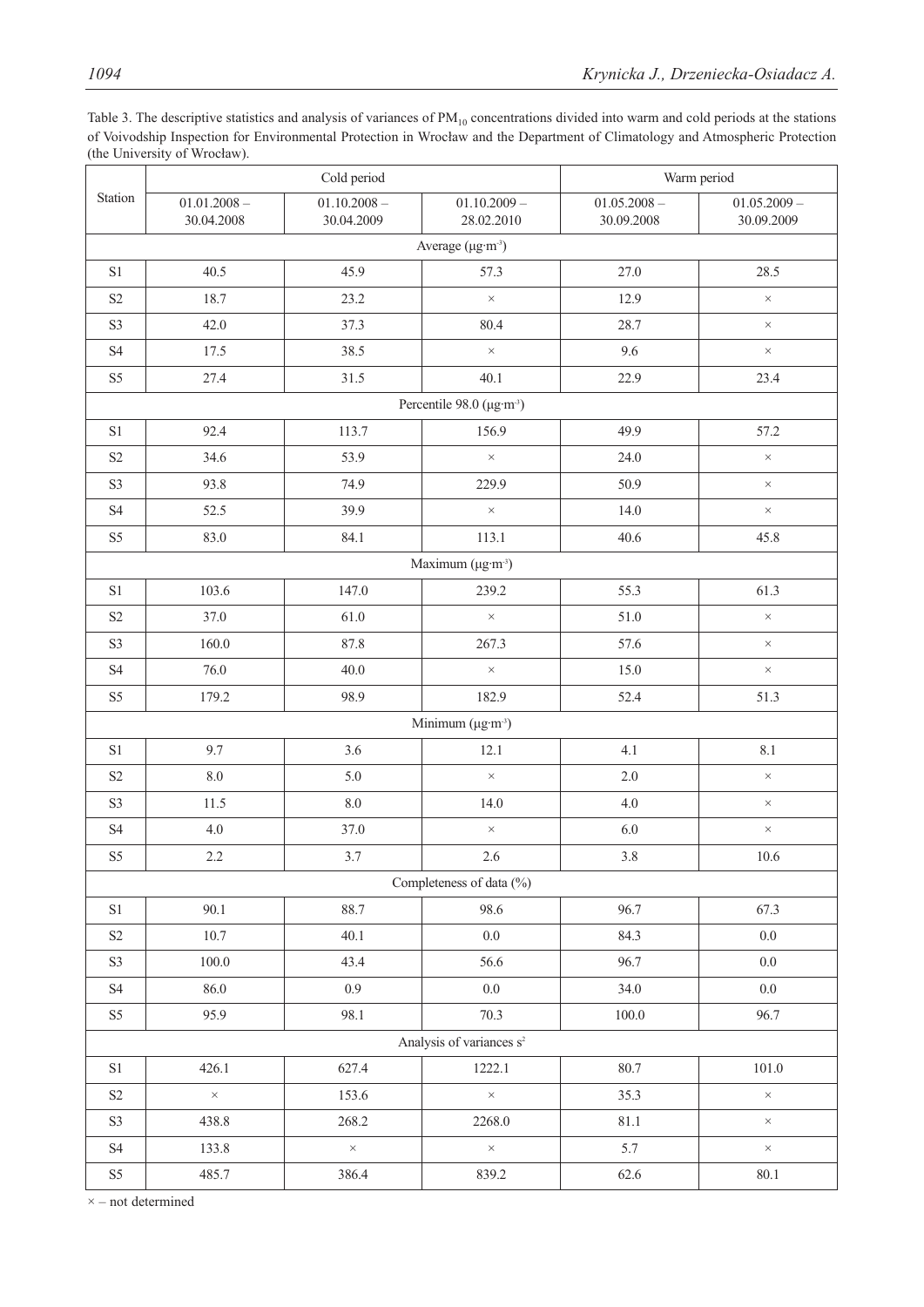Table 3. The descriptive statistics and analysis of variances of $PM_{10}$ concentrations divided into warm and cold periods at the stations of Voivodship Inspection for Environmental Protection in Wrocław and the Department of Climatology and Atmospheric Protection (the University of Wrocław).

| Station | Cold period | | | Warm period | |
|---|---|---|---|---|---|
| | 01.01.2008 – 30.04.2008 | 01.10.2008 – 30.04.2009 | 01.10.2009 – 28.02.2010 | 01.05.2008 – 30.09.2008 | 01.05.2009 – 30.09.2009 |
| Average (μg·m⁻³) | | | | | |
| S1 | 40.5 | 45.9 | 57.3 | 27.0 | 28.5 |
| S2 | 18.7 | 23.2 | × | 12.9 | × |
| S3 | 42.0 | 37.3 | 80.4 | 28.7 | × |
| S4 | 17.5 | 38.5 | × | 9.6 | × |
| S5 | 27.4 | 31.5 | 40.1 | 22.9 | 23.4 |
| Percentile 98.0 (μg·m⁻³) | | | | | |
| S1 | 92.4 | 113.7 | 156.9 | 49.9 | 57.2 |
| S2 | 34.6 | 53.9 | × | 24.0 | × |
| S3 | 93.8 | 74.9 | 229.9 | 50.9 | × |
| S4 | 52.5 | 39.9 | × | 14.0 | × |
| S5 | 83.0 | 84.1 | 113.1 | 40.6 | 45.8 |
| Maximum (μg·m⁻³) | | | | | |
| S1 | 103.6 | 147.0 | 239.2 | 55.3 | 61.3 |
| S2 | 37.0 | 61.0 | × | 51.0 | × |
| S3 | 160.0 | 87.8 | 267.3 | 57.6 | × |
| S4 | 76.0 | 40.0 | × | 15.0 | × |
| S5 | 179.2 | 98.9 | 182.9 | 52.4 | 51.3 |
| Minimum (μg·m⁻³) | | | | | |
| S1 | 9.7 | 3.6 | 12.1 | 4.1 | 8.1 |
| S2 | 8.0 | 5.0 | × | 2.0 | × |
| S3 | 11.5 | 8.0 | 14.0 | 4.0 | × |
| S4 | 4.0 | 37.0 | × | 6.0 | × |
| S5 | 2.2 | 3.7 | 2.6 | 3.8 | 10.6 |
| Completeness of data (%) | | | | | |
| S1 | 90.1 | 88.7 | 98.6 | 96.7 | 67.3 |
| S2 | 10.7 | 40.1 | 0.0 | 84.3 | 0.0 |
| S3 | 100.0 | 43.4 | 56.6 | 96.7 | 0.0 |
| S4 | 86.0 | 0.9 | 0.0 | 34.0 | 0.0 |
| S5 | 95.9 | 98.1 | 70.3 | 100.0 | 96.7 |
| Analysis of variances $s^2$ | | | | | |
| S1 | 426.1 | 627.4 | 1222.1 | 80.7 | 101.0 |
| S2 | × | 153.6 | × | 35.3 | × |
| S3 | 438.8 | 268.2 | 2268.0 | 81.1 | × |
| S4 | 133.8 | × | × | 5.7 | × |
| S5 | 485.7 | 386.4 | 839.2 | 62.6 | 80.1 |

× – not determined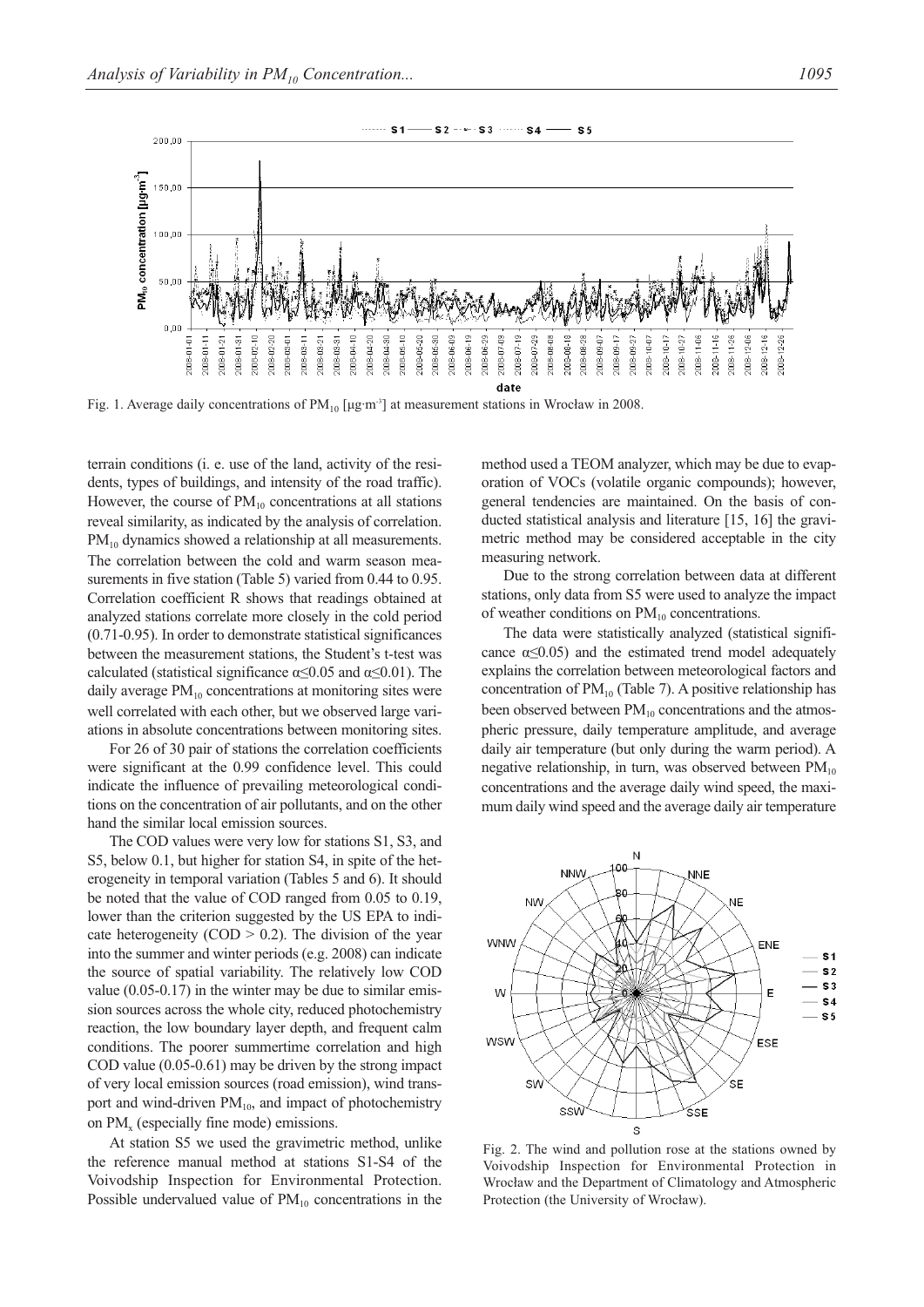Fig. 1. Average daily concentrations of $PM_{10}$ [$\mu g \cdot m^{-3}$] at measurement stations in Wrocław in 2008.

terrain conditions (i. e. use of the land, activity of the residents, types of buildings, and intensity of the road traffic). However, the course of $PM_{10}$ concentrations at all stations reveal similarity, as indicated by the analysis of correlation. $PM_{10}$ dynamics showed a relationship at all measurements. The correlation between the cold and warm season measurements in five station (Table 5) varied from 0.44 to 0.95. Correlation coefficient R shows that readings obtained at analyzed stations correlate more closely in the cold period (0.71-0.95). In order to demonstrate statistical significances between the measurement stations, the Student's t-test was calculated (statistical significance $\alpha \leq 0.05$ and $\alpha \leq 0.01$). The daily average $PM_{10}$ concentrations at monitoring sites were well correlated with each other, but we observed large variations in absolute concentrations between monitoring sites.

For 26 of 30 pair of stations the correlation coefficients were significant at the 0.99 confidence level. This could indicate the influence of prevailing meteorological conditions on the concentration of air pollutants, and on the other hand the similar local emission sources.

The COD values were very low for stations S1, S3, and S5, below 0.1, but higher for station S4, in spite of the heterogeneity in temporal variation (Tables 5 and 6). It should be noted that the value of COD ranged from 0.05 to 0.19, lower than the criterion suggested by the US EPA to indicate heterogeneity (COD > 0.2). The division of the year into the summer and winter periods (e.g. 2008) can indicate the source of spatial variability. The relatively low COD value (0.05-0.17) in the winter may be due to similar emission sources across the whole city, reduced photochemistry reaction, the low boundary layer depth, and frequent calm conditions. The poorer summertime correlation and high COD value (0.05-0.61) may be driven by the strong impact of very local emission sources (road emission), wind transport and wind-driven $PM_{10}$, and impact of photochemistry on $PM_x$ (especially fine mode) emissions.

At station S5 we used the gravimetric method, unlike the reference manual method at stations S1-S4 of the Voivodship Inspection for Environmental Protection. Possible undervalued value of $PM_{10}$ concentrations in the method used a TEOM analyzer, which may be due to evaporation of VOCs (volatile organic compounds); however, general tendencies are maintained. On the basis of conducted statistical analysis and literature [15, 16] the gravimetric method may be considered acceptable in the city measuring network.

Due to the strong correlation between data at different stations, only data from S5 were used to analyze the impact of weather conditions on $PM_{10}$ concentrations.

The data were statistically analyzed (statistical significance $\alpha \leq 0.05$) and the estimated trend model adequately explains the correlation between meteorological factors and concentration of $PM_{10}$ (Table 7). A positive relationship has been observed between $PM_{10}$ concentrations and the atmospheric pressure, daily temperature amplitude, and average daily air temperature (but only during the warm period). A negative relationship, in turn, was observed between $PM_{10}$ concentrations and the average daily wind speed, the maximum daily wind speed and the average daily air temperature

Fig. 2. The wind and pollution rose at the stations owned by Voivodship Inspection for Environmental Protection in Wrocław and the Department of Climatology and Atmospheric Protection (the University of Wrocław).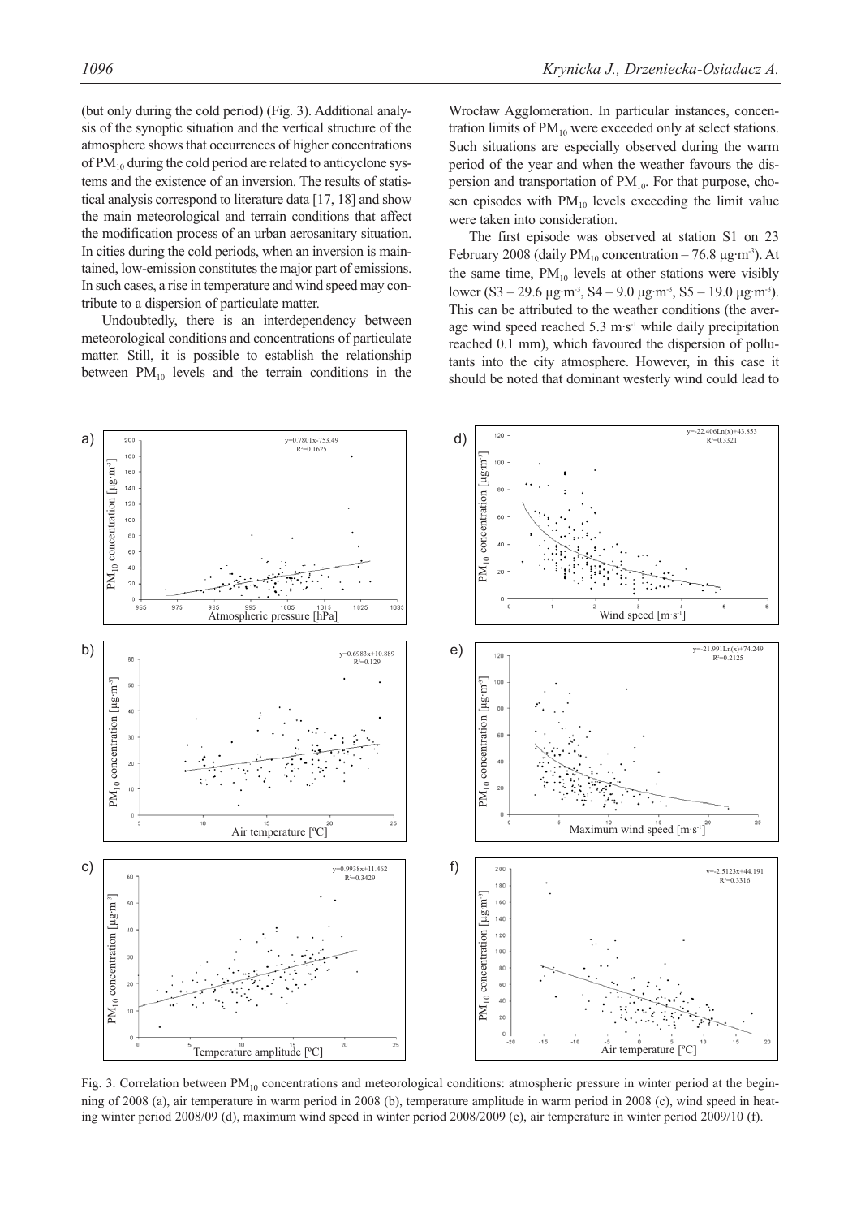(but only during the cold period) (Fig. 3). Additional analysis of the synoptic situation and the vertical structure of the atmosphere shows that occurrences of higher concentrations of $PM_{10}$ during the cold period are related to anticyclone systems and the existence of an inversion. The results of statistical analysis correspond to literature data [17, 18] and show the main meteorological and terrain conditions that affect the modification process of an urban aerosanitary situation. In cities during the cold periods, when an inversion is maintained, low-emission constitutes the major part of emissions. In such cases, a rise in temperature and wind speed may contribute to a dispersion of particulate matter.

Undoubtedly, there is an interdependency between meteorological conditions and concentrations of particulate matter. Still, it is possible to establish the relationship between $PM_{10}$ levels and the terrain conditions in the Wrocław Agglomeration. In particular instances, concentration limits of $PM_{10}$ were exceeded only at select stations. Such situations are especially observed during the warm period of the year and when the weather favours the dispersion and transportation of $PM_{10}$. For that purpose, chosen episodes with $PM_{10}$ levels exceeding the limit value were taken into consideration.

The first episode was observed at station S1 on 23 February 2008 (daily $PM_{10}$ concentration – 76.8 μg·m$^{-3}$). At the same time, $PM_{10}$ levels at other stations were visibly lower (S3 – 29.6 μg·m$^{-3}$, S4 – 9.0 μg·m$^{-3}$, S5 – 19.0 μg·m$^{-3}$). This can be attributed to the weather conditions (the average wind speed reached 5.3 m·s$^{-1}$ while daily precipitation reached 0.1 mm), which favoured the dispersion of pollutants into the city atmosphere. However, in this case it should be noted that dominant westerly wind could lead to

Fig. 3. Correlation between $PM_{10}$ concentrations and meteorological conditions: atmospheric pressure in winter period at the beginning of 2008 (a), air temperature in warm period in 2008 (b), temperature amplitude in warm period in 2008 (c), wind speed in heating winter period 2008/09 (d), maximum wind speed in winter period 2008/2009 (e), air temperature in winter period 2009/10 (f).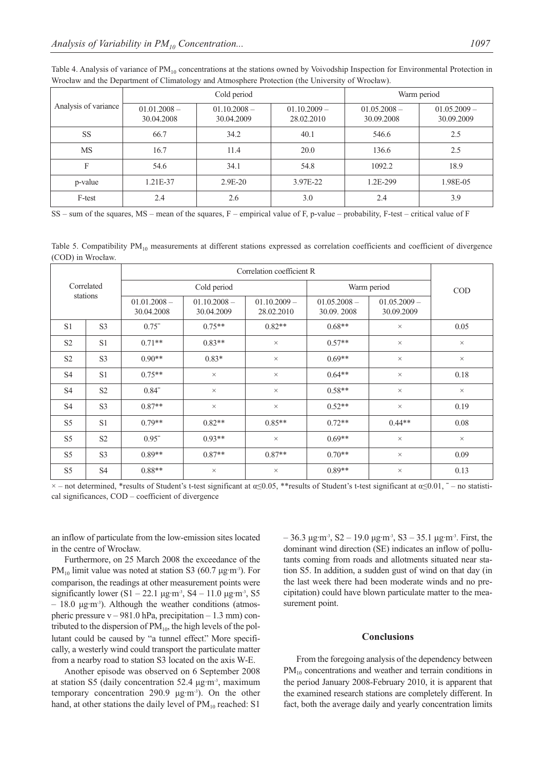Table 4. Analysis of variance of $PM_{10}$ concentrations at the stations owned by Voivodship Inspection for Environmental Protection in Wrocław and the Department of Climatology and Atmosphere Protection (the University of Wrocław).

| Analysis of variance | Cold period | | | Warm period | |
|---|---|---|---|---|---|
| | 01.01.2008 – 30.04.2008 | 01.10.2008 – 30.04.2009 | 01.10.2009 – 28.02.2010 | 01.05.2008 – 30.09.2008 | 01.05.2009 – 30.09.2009 |
| SS | 66.7 | 34.2 | 40.1 | 546.6 | 2.5 |
| MS | 16.7 | 11.4 | 20.0 | 136.6 | 2.5 |
| F | 54.6 | 34.1 | 54.8 | 1092.2 | 18.9 |
| p-value | 1.21E-37 | 2.9E-20 | 3.97E-22 | 1.2E-299 | 1.98E-05 |
| F-test | 2.4 | 2.6 | 3.0 | 2.4 | 3.9 |

SS – sum of the squares, MS – mean of the squares, F – empirical value of F, p-value – probability, F-test – critical value of F

Table 5. Compatibility $PM_{10}$ measurements at different stations expressed as correlation coefficients and coefficient of divergence (COD) in Wrocław.

| Correlated stations | | Correlation coefficient R | | | | | COD |
|---|---|---|---|---|---|---|---|
| | | Cold period | | | Warm period | | |
| | | 01.01.2008 – 30.04.2008 | 01.10.2008 – 30.04.2009 | 01.10.2009 – 28.02.2010 | 01.05.2008 – 30.09. 2008 | 01.05.2009 – 30.09.2009 | |
| S1 | S3 | 0.75⁻ | 0.75** | 0.82** | 0.68** | × | 0.05 |
| S2 | S1 | 0.71** | 0.83** | × | 0.57** | × | × |
| S2 | S3 | 0.90** | 0.83* | × | 0.69** | × | × |
| S4 | S1 | 0.75** | × | × | 0.64** | × | 0.18 |
| S4 | S2 | 0.84⁻ | × | × | 0.58** | × | × |
| S4 | S3 | 0.87** | × | × | 0.52** | × | 0.19 |
| S5 | S1 | 0.79** | 0.82** | 0.85** | 0.72** | 0.44** | 0.08 |
| S5 | S2 | 0.95⁻ | 0.93** | × | 0.69** | × | × |
| S5 | S3 | 0.89** | 0.87** | 0.87** | 0.70** | × | 0.09 |
| S5 | S4 | 0.88** | × | × | 0.89** | × | 0.13 |

× – not determined, *results of Student's t-test significant at $\alpha \leq 0.05$, **results of Student's t-test significant at $\alpha \leq 0.01$, ⁻ – no statistical significances, COD – coefficient of divergence

an inflow of particulate from the low-emission sites located in the centre of Wrocław.

Furthermore, on 25 March 2008 the exceedance of the $PM_{10}$ limit value was noted at station S3 (60.7 μg·m⁻³). For comparison, the readings at other measurement points were significantly lower (S1 – 22.1 μg·m⁻³, S4 – 11.0 μg·m⁻³, S5 – 18.0 μg·m⁻³). Although the weather conditions (atmospheric pressure v – 981.0 hPa, precipitation – 1.3 mm) contributed to the dispersion of $PM_{10}$, the high levels of the pollutant could be caused by "a tunnel effect." More specifically, a westerly wind could transport the particulate matter from a nearby road to station S3 located on the axis W-E.

Another episode was observed on 6 September 2008 at station S5 (daily concentration 52.4 μg·m⁻³, maximum temporary concentration 290.9 μg·m⁻³). On the other hand, at other stations the daily level of $PM_{10}$ reached: S1 – 36.3 μg·m⁻³, S2 – 19.0 μg·m⁻³, S3 – 35.1 μg·m⁻³. First, the dominant wind direction (SE) indicates an inflow of pollutants coming from roads and allotments situated near station S5. In addition, a sudden gust of wind on that day (in the last week there had been moderate winds and no precipitation) could have blown particulate matter to the measurement point.

## Conclusions

From the foregoing analysis of the dependency between $PM_{10}$ concentrations and weather and terrain conditions in the period January 2008-February 2010, it is apparent that the examined research stations are completely different. In fact, both the average daily and yearly concentration limits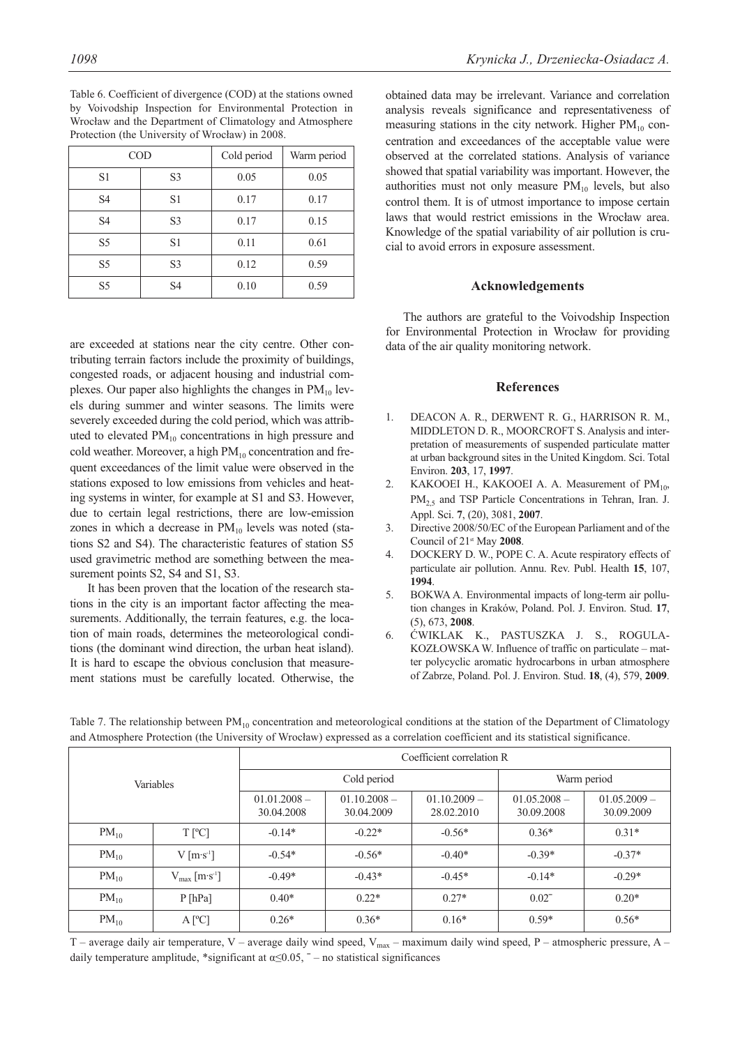Table 6. Coefficient of divergence (COD) at the stations owned by Voivodship Inspection for Environmental Protection in Wrocław and the Department of Climatology and Atmosphere Protection (the University of Wrocław) in 2008.

| COD | | Cold period | Warm period |
|---|---|---|---|
| S1 | S3 | 0.05 | 0.05 |
| S4 | S1 | 0.17 | 0.17 |
| S4 | S3 | 0.17 | 0.15 |
| S5 | S1 | 0.11 | 0.61 |
| S5 | S3 | 0.12 | 0.59 |
| S5 | S4 | 0.10 | 0.59 |

are exceeded at stations near the city centre. Other contributing terrain factors include the proximity of buildings, congested roads, or adjacent housing and industrial complexes. Our paper also highlights the changes in $PM_{10}$ levels during summer and winter seasons. The limits were severely exceeded during the cold period, which was attributed to elevated $PM_{10}$ concentrations in high pressure and cold weather. Moreover, a high $PM_{10}$ concentration and frequent exceedances of the limit value were observed in the stations exposed to low emissions from vehicles and heating systems in winter, for example at S1 and S3. However, due to certain legal restrictions, there are low-emission zones in which a decrease in $PM_{10}$ levels was noted (stations S2 and S4). The characteristic features of station S5 used gravimetric method are something between the measurement points S2, S4 and S1, S3.

It has been proven that the location of the research stations in the city is an important factor affecting the measurements. Additionally, the terrain features, e.g. the location of main roads, determines the meteorological conditions (the dominant wind direction, the urban heat island). It is hard to escape the obvious conclusion that measurement stations must be carefully located. Otherwise, the obtained data may be irrelevant. Variance and correlation analysis reveals significance and representativeness of measuring stations in the city network. Higher $PM_{10}$ concentration and exceedances of the acceptable value were observed at the correlated stations. Analysis of variance showed that spatial variability was important. However, the authorities must not only measure $PM_{10}$ levels, but also control them. It is of utmost importance to impose certain laws that would restrict emissions in the Wrocław area. Knowledge of the spatial variability of air pollution is crucial to avoid errors in exposure assessment.

## Acknowledgements

The authors are grateful to the Voivodship Inspection for Environmental Protection in Wrocław for providing data of the air quality monitoring network.

## References

1. DEACON A. R., DERWENT R. G., HARRISON R. M., MIDDLETON D. R., MOORCROFT S. Analysis and interpretation of measurements of suspended particulate matter at urban background sites in the United Kingdom. Sci. Total Environ. **203**, 17, **1997**.
2. KAKOOEI H., KAKOOEI A. A. Measurement of $PM_{10}$, $PM_{2,5}$ and TSP Particle Concentrations in Tehran, Iran. J. Appl. Sci. **7**, (20), 3081, **2007**.
3. Directive 2008/50/EC of the European Parliament and of the Council of 21st May **2008**.
4. DOCKERY D. W., POPE C. A. Acute respiratory effects of particulate air pollution. Annu. Rev. Publ. Health **15**, 107, **1994**.
5. BOKWA A. Environmental impacts of long-term air pollution changes in Kraków, Poland. Pol. J. Environ. Stud. **17**, (5), 673, **2008**.
6. ĆWIKLAK K., PASTUSZKA J. S., ROGULA-KOZŁOWSKA W. Influence of traffic on particulate – matter polycyclic aromatic hydrocarbons in urban atmosphere of Zabrze, Poland. Pol. J. Environ. Stud. **18**, (4), 579, **2009**.

Table 7. The relationship between $PM_{10}$ concentration and meteorological conditions at the station of the Department of Climatology and Atmosphere Protection (the University of Wrocław) expressed as a correlation coefficient and its statistical significance.

| Variables | | Coefficient correlation R | | | | |
|---|---|---|---|---|---|---|
| | | Cold period | | | Warm period | |
| | | 01.01.2008 – 30.04.2008 | 01.10.2008 – 30.04.2009 | 01.10.2009 – 28.02.2010 | 01.05.2008 – 30.09.2008 | 01.05.2009 – 30.09.2009 |
| $PM_{10}$ | T [ºC] | -0.14* | -0.22* | -0.56* | 0.36* | 0.31* |
| $PM_{10}$ | V [$m \cdot s^{-1}$] | -0.54* | -0.56* | -0.40* | -0.39* | -0.37* |
| $PM_{10}$ | $V_{max}$ [$m \cdot s^{-1}$] | -0.49* | -0.43* | -0.45* | -0.14* | -0.29* |
| $PM_{10}$ | P [hPa] | 0.40* | 0.22* | 0.27* | 0.02‾ | 0.20* |
| $PM_{10}$ | A [ºC] | 0.26* | 0.36* | 0.16* | 0.59* | 0.56* |

T – average daily air temperature, V – average daily wind speed, $V_{max}$ – maximum daily wind speed, P – atmospheric pressure, A – daily temperature amplitude, *significant at $\alpha \leq 0.05$, ‾ – no statistical significances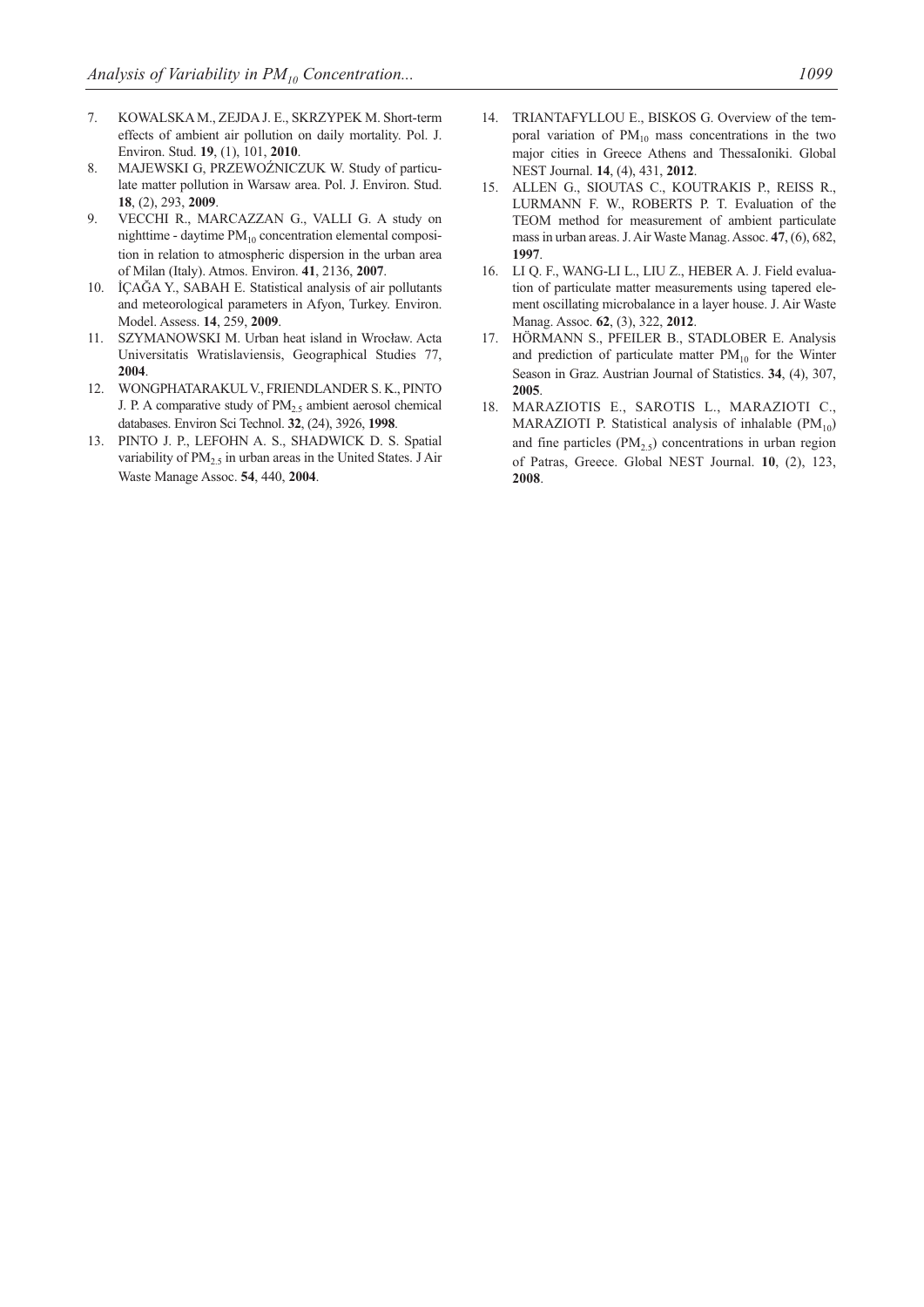7. KOWALSKA M., ZEJDA J. E., SKRZYPEK M. Short-term effects of ambient air pollution on daily mortality. Pol. J. Environ. Stud. **19**, (1), 101, **2010**.
8. MAJEWSKI G, PRZEWOŹNICZUK W. Study of particulate matter pollution in Warsaw area. Pol. J. Environ. Stud. **18**, (2), 293, **2009**.
9. VECCHI R., MARCAZZAN G., VALLI G. A study on nighttime - daytime $PM_{10}$ concentration elemental composition in relation to atmospheric dispersion in the urban area of Milan (Italy). Atmos. Environ. **41**, 2136, **2007**.
10. İÇAĞA Y., SABAH E. Statistical analysis of air pollutants and meteorological parameters in Afyon, Turkey. Environ. Model. Assess. **14**, 259, **2009**.
11. SZYMANOWSKI M. Urban heat island in Wrocław. Acta Universitatis Wratislaviensis, Geographical Studies 77, **2004**.
12. WONGPHATARAKUL V., FRIENDLANDER S. K., PINTO J. P. A comparative study of $PM_{2.5}$ ambient aerosol chemical databases. Environ Sci Technol. **32**, (24), 3926, **1998**.
13. PINTO J. P., LEFOHN A. S., SHADWICK D. S. Spatial variability of $PM_{2.5}$ in urban areas in the United States. J Air Waste Manage Assoc. **54**, 440, **2004**.
14. TRIANTAFYLLOU E., BISKOS G. Overview of the temporal variation of $PM_{10}$ mass concentrations in the two major cities in Greece Athens and ThessaIoniki. Global NEST Journal. **14**, (4), 431, **2012**.
15. ALLEN G., SIOUTAS C., KOUTRAKIS P., REISS R., LURMANN F. W., ROBERTS P. T. Evaluation of the TEOM method for measurement of ambient particulate mass in urban areas. J. Air Waste Manag. Assoc. **47**, (6), 682, **1997**.
16. LI Q. F., WANG-LI L., LIU Z., HEBER A. J. Field evaluation of particulate matter measurements using tapered element oscillating microbalance in a layer house. J. Air Waste Manag. Assoc. **62**, (3), 322, **2012**.
17. HÖRMANN S., PFEILER B., STADLOBER E. Analysis and prediction of particulate matter $PM_{10}$ for the Winter Season in Graz. Austrian Journal of Statistics. **34**, (4), 307, **2005**.
18. MARAZIOTIS E., SAROTIS L., MARAZIOTI C., MARAZIOTI P. Statistical analysis of inhalable ($PM_{10}$) and fine particles ($PM_{2.5}$) concentrations in urban region of Patras, Greece. Global NEST Journal. **10**, (2), 123, **2008**.